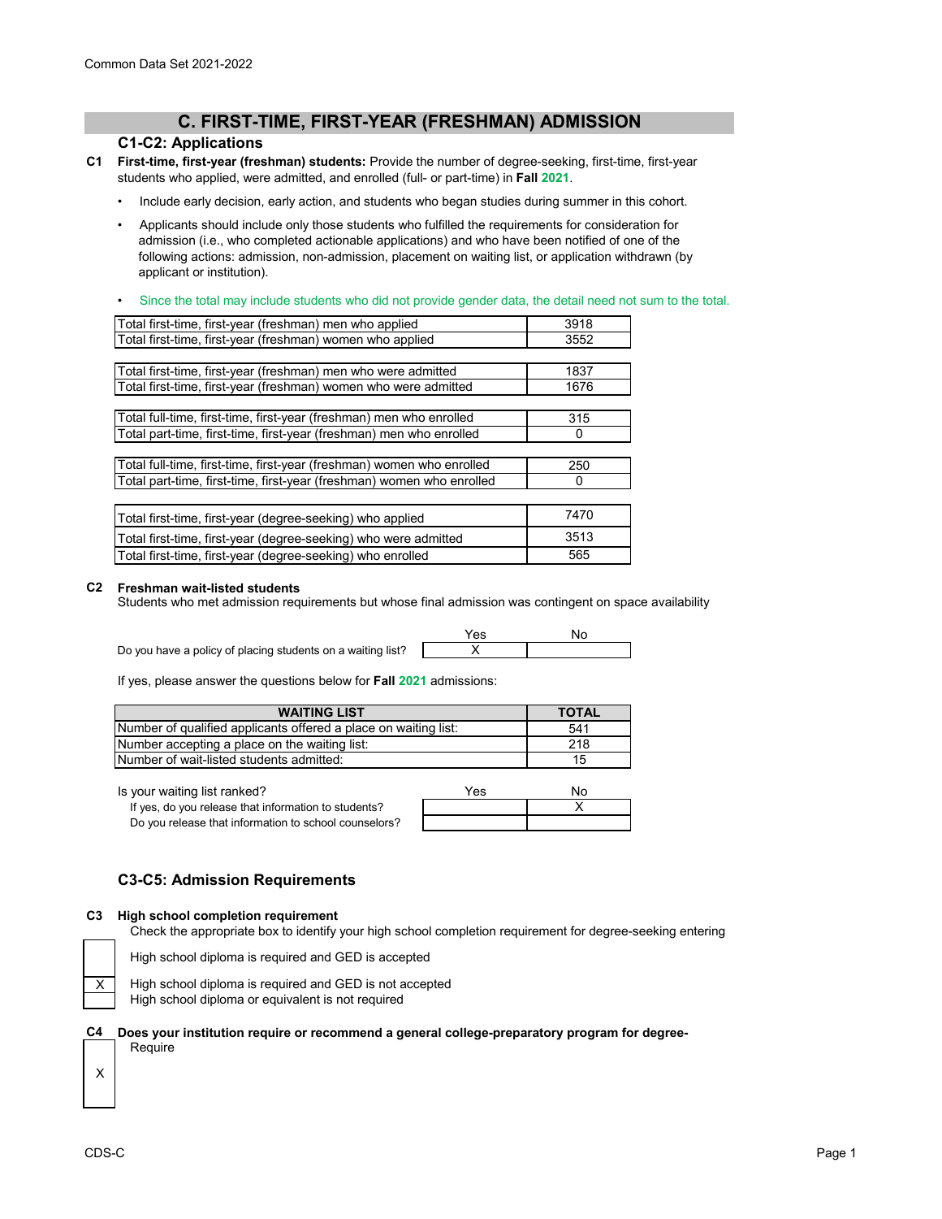Common Data Set 2021-2022

# C. FIRST-TIME, FIRST-YEAR (FRESHMAN) ADMISSION

## C1-C2: Applications

**C1** **First-time, first-year (freshman) students:** Provide the number of degree-seeking, first-time, first-year students who applied, were admitted, and enrolled (full- or part-time) in **Fall 2021**.

- Include early decision, early action, and students who began studies during summer in this cohort.
- Applicants should include only those students who fulfilled the requirements for consideration for admission (i.e., who completed actionable applications) and who have been notified of one of the following actions: admission, non-admission, placement on waiting list, or application withdrawn (by applicant or institution).
- Since the total may include students who did not provide gender data, the detail need not sum to the total.

| | |
|---|---|
| Total first-time, first-year (freshman) men who applied | 3918 |
| Total first-time, first-year (freshman) women who applied | 3552 |
| Total first-time, first-year (freshman) men who were admitted | 1837 |
| Total first-time, first-year (freshman) women who were admitted | 1676 |
| Total full-time, first-time, first-year (freshman) men who enrolled | 315 |
| Total part-time, first-time, first-year (freshman) men who enrolled | 0 |
| Total full-time, first-time, first-year (freshman) women who enrolled | 250 |
| Total part-time, first-time, first-year (freshman) women who enrolled | 0 |
| Total first-time, first-year (degree-seeking) who applied | 7470 |
| Total first-time, first-year (degree-seeking) who were admitted | 3513 |
| Total first-time, first-year (degree-seeking) who enrolled | 565 |

**C2** **Freshman wait-listed students**
Students who met admission requirements but whose final admission was contingent on space availability

| | Yes | No |
|---|---|---|
| Do you have a policy of placing students on a waiting list? | X | |

If yes, please answer the questions below for **Fall 2021** admissions:

| WAITING LIST | TOTAL |
|---|---|
| Number of qualified applicants offered a place on waiting list: | 541 |
| Number accepting a place on the waiting list: | 218 |
| Number of wait-listed students admitted: | 15 |

| Is your waiting list ranked? | Yes | No |
|---|---|---|
| If yes, do you release that information to students? | | X |
| Do you release that information to school counselors? | | |

## C3-C5: Admission Requirements

**C3** **High school completion requirement**
Check the appropriate box to identify your high school completion requirement for degree-seeking entering

| | |
|---|---|
| | High school diploma is required and GED is accepted |
| X | High school diploma is required and GED is not accepted |
| | High school diploma or equivalent is not required |

**C4** **Does your institution require or recommend a general college-preparatory program for degree-**

| | |
|---|---|
| X | Require |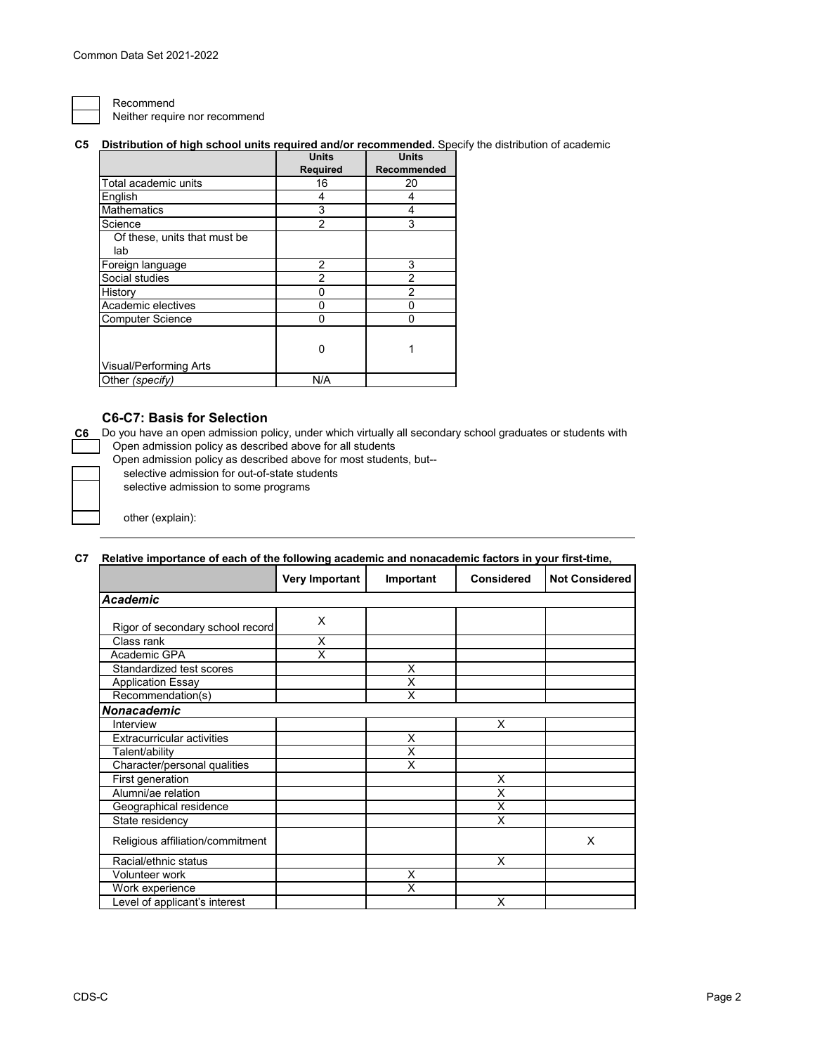☐ Recommend
☐ Neither require nor recommend

**C5 Distribution of high school units required and/or recommended.** Specify the distribution of academic

| | Units Required | Units Recommended |
|---|---|---|
| Total academic units | 16 | 20 |
| English | 4 | 4 |
| Mathematics | 3 | 4 |
| Science | 2 | 3 |
| Of these, units that must be lab | | |
| Foreign language | 2 | 3 |
| Social studies | 2 | 2 |
| History | 0 | 2 |
| Academic electives | 0 | 0 |
| Computer Science | 0 | 0 |
| Visual/Performing Arts | 0 | 1 |
| Other *(specify)* | N/A | |

## C6-C7: Basis for Selection

**C6** Do you have an open admission policy, under which virtually all secondary school graduates or students with

☐ Open admission policy as described above for all students

Open admission policy as described above for most students, but--

☐ selective admission for out-of-state students

☐ selective admission to some programs

☐ other (explain):

**C7 Relative importance of each of the following academic and nonacademic factors in your first-time,**

| | Very Important | Important | Considered | Not Considered |
|---|---|---|---|---|
| ***Academic*** | | | | |
| Rigor of secondary school record | X | | | |
| Class rank | X | | | |
| Academic GPA | X | | | |
| Standardized test scores | | X | | |
| Application Essay | | X | | |
| Recommendation(s) | | X | | |
| ***Nonacademic*** | | | | |
| Interview | | | X | |
| Extracurricular activities | | X | | |
| Talent/ability | | X | | |
| Character/personal qualities | | X | | |
| First generation | | | X | |
| Alumni/ae relation | | | X | |
| Geographical residence | | | X | |
| State residency | | | X | |
| Religious affiliation/commitment | | | | X |
| Racial/ethnic status | | | X | |
| Volunteer work | | X | | |
| Work experience | | X | | |
| Level of applicant's interest | | | X | |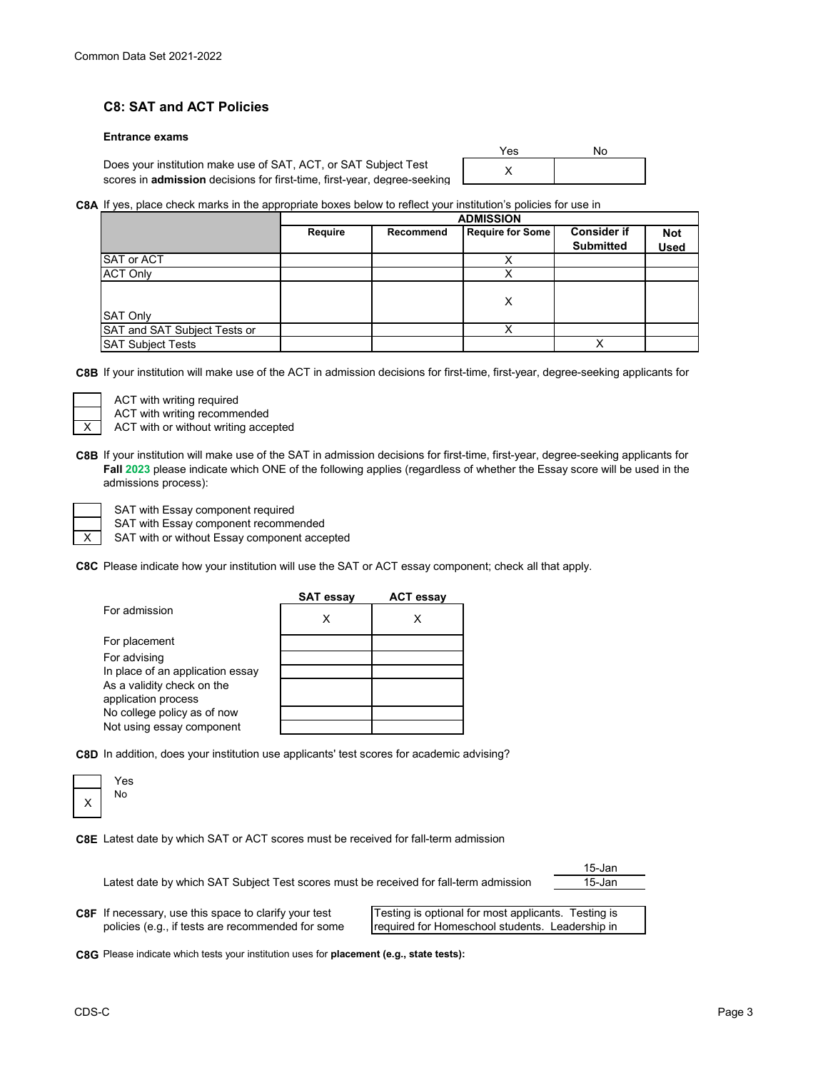Common Data Set 2021-2022

## C8: SAT and ACT Policies

### Entrance exams

Does your institution make use of SAT, ACT, or SAT Subject Test scores in **admission** decisions for first-time, first-year, degree-seeking

| Yes | No |
|---|---|
| X | |

**C8A** If yes, place check marks in the appropriate boxes below to reflect your institution's policies for use in

| | ADMISSION | | | | |
|---|---|---|---|---|---|
| | **Require** | **Recommend** | **Require for Some** | **Consider if Submitted** | **Not Used** |
| SAT or ACT | | | X | | |
| ACT Only | | | X | | |
| SAT Only | | | X | | |
| SAT and SAT Subject Tests or | | | X | | |
| SAT Subject Tests | | | | X | |

**C8B** If your institution will make use of the ACT in admission decisions for first-time, first-year, degree-seeking applicants for

| | |
|---|---|
| | ACT with writing required |
| | ACT with writing recommended |
| X | ACT with or without writing accepted |

**C8B** If your institution will make use of the SAT in admission decisions for first-time, first-year, degree-seeking applicants for **Fall 2023** please indicate which ONE of the following applies (regardless of whether the Essay score will be used in the admissions process):

| | |
|---|---|
| | SAT with Essay component required |
| | SAT with Essay component recommended |
| X | SAT with or without Essay component accepted |

**C8C** Please indicate how your institution will use the SAT or ACT essay component; check all that apply.

| | **SAT essay** | **ACT essay** |
|---|---|---|
| For admission | X | X |
| For placement | | |
| For advising | | |
| In place of an application essay | | |
| As a validity check on the application process | | |
| No college policy as of now | | |
| Not using essay component | | |

**C8D** In addition, does your institution use applicants' test scores for academic advising?

| | |
|---|---|
| | Yes |
| X | No |

**C8E** Latest date by which SAT or ACT scores must be received for fall-term admission: 15-Jan

Latest date by which SAT Subject Test scores must be received for fall-term admission: 15-Jan

**C8F** If necessary, use this space to clarify your test policies (e.g., if tests are recommended for some

Testing is optional for most applicants. Testing is required for Homeschool students. Leadership in

**C8G** Please indicate which tests your institution uses for **placement (e.g., state tests):**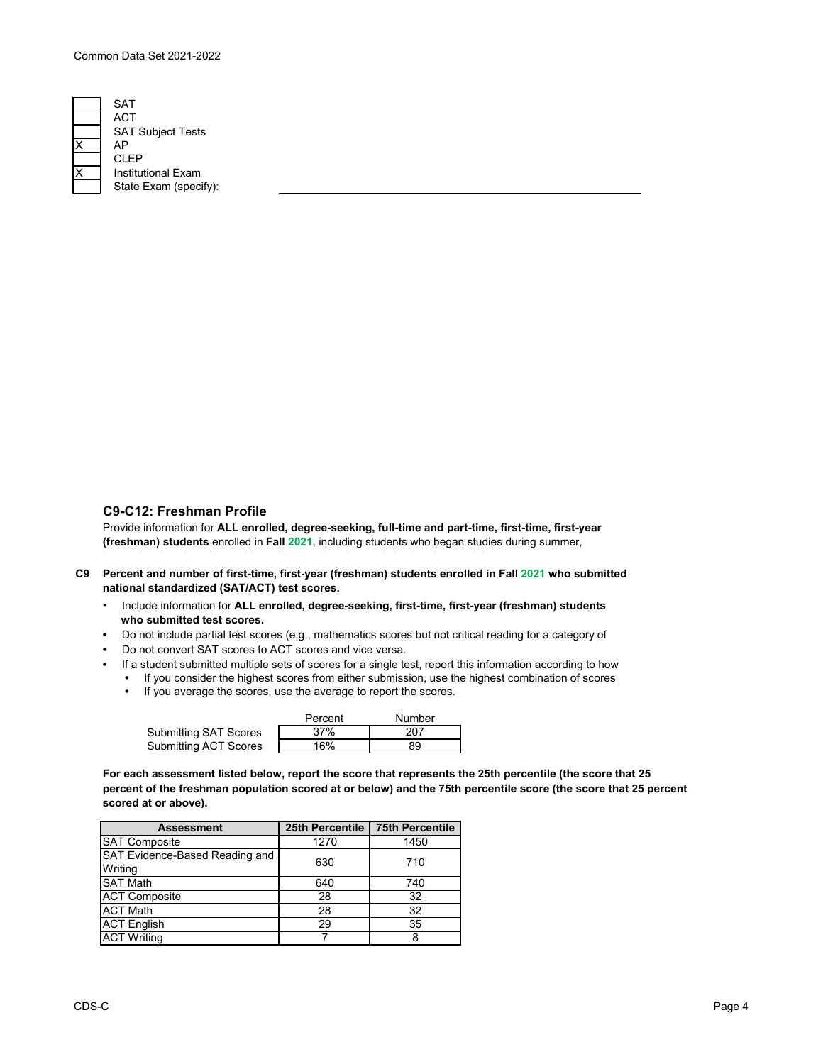| | |
|---|---|
| | SAT |
| | ACT |
| | SAT Subject Tests |
| X | AP |
| | CLEP |
| X | Institutional Exam |
| | State Exam (specify): |

## C9-C12: Freshman Profile

Provide information for **ALL enrolled, degree-seeking, full-time and part-time, first-time, first-year (freshman) students** enrolled in **Fall 2021**, including students who began studies during summer,

**C9** **Percent and number of first-time, first-year (freshman) students enrolled in Fall 2021 who submitted national standardized (SAT/ACT) test scores.**

- Include information for **ALL enrolled, degree-seeking, first-time, first-year (freshman) students who submitted test scores.**
- Do not include partial test scores (e.g., mathematics scores but not critical reading for a category of
- Do not convert SAT scores to ACT scores and vice versa.
- If a student submitted multiple sets of scores for a single test, report this information according to how
  - If you consider the highest scores from either submission, use the highest combination of scores
  - If you average the scores, use the average to report the scores.

| | Percent | Number |
|---|---|---|
| Submitting SAT Scores | 37% | 207 |
| Submitting ACT Scores | 16% | 89 |

**For each assessment listed below, report the score that represents the 25th percentile (the score that 25 percent of the freshman population scored at or below) and the 75th percentile score (the score that 25 percent scored at or above).**

| Assessment | 25th Percentile | 75th Percentile |
|---|---|---|
| SAT Composite | 1270 | 1450 |
| SAT Evidence-Based Reading and Writing | 630 | 710 |
| SAT Math | 640 | 740 |
| ACT Composite | 28 | 32 |
| ACT Math | 28 | 32 |
| ACT English | 29 | 35 |
| ACT Writing | 7 | 8 |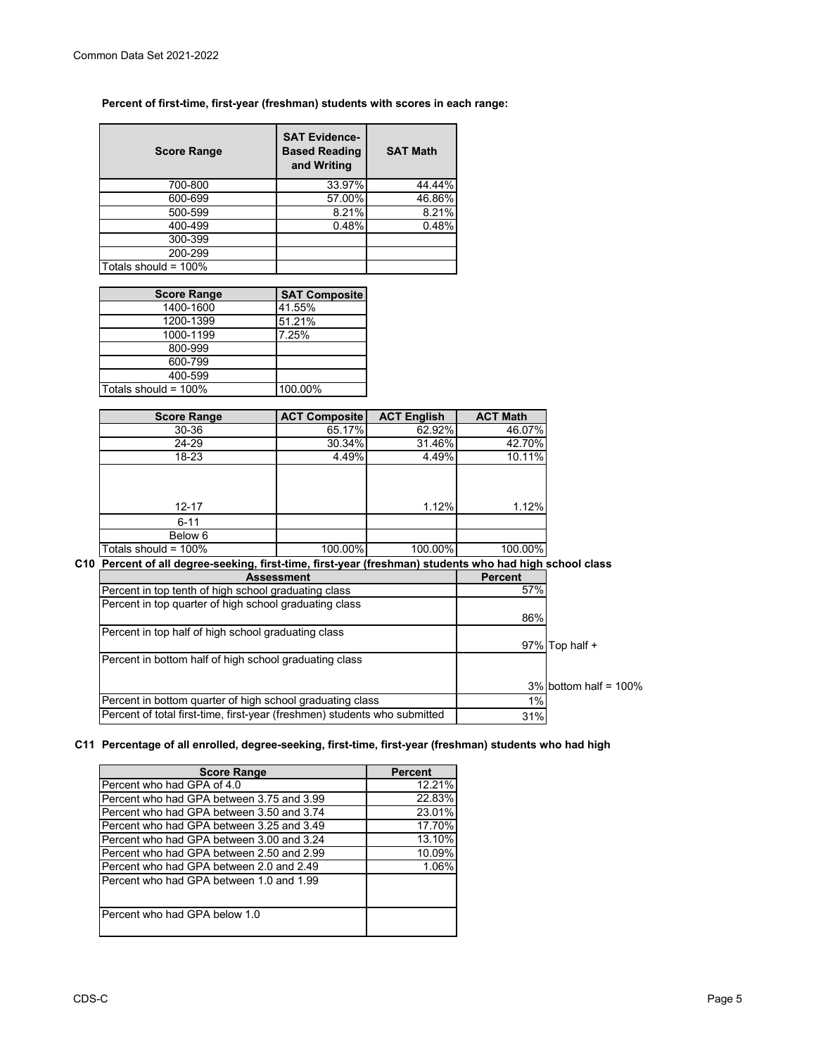**Percent of first-time, first-year (freshman) students with scores in each range:**

| Score Range | SAT Evidence-Based Reading and Writing | SAT Math |
|---|---|---|
| 700-800 | 33.97% | 44.44% |
| 600-699 | 57.00% | 46.86% |
| 500-599 | 8.21% | 8.21% |
| 400-499 | 0.48% | 0.48% |
| 300-399 | | |
| 200-299 | | |
| Totals should = 100% | | |

| Score Range | SAT Composite |
|---|---|
| 1400-1600 | 41.55% |
| 1200-1399 | 51.21% |
| 1000-1199 | 7.25% |
| 800-999 | |
| 600-799 | |
| 400-599 | |
| Totals should = 100% | 100.00% |

| Score Range | ACT Composite | ACT English | ACT Math |
|---|---|---|---|
| 30-36 | 65.17% | 62.92% | 46.07% |
| 24-29 | 30.34% | 31.46% | 42.70% |
| 18-23 | 4.49% | 4.49% | 10.11% |
| 12-17 | | 1.12% | 1.12% |
| 6-11 | | | |
| Below 6 | | | |
| Totals should = 100% | 100.00% | 100.00% | 100.00% |

**C10 Percent of all degree-seeking, first-time, first-year (freshman) students who had high school class**

| Assessment | Percent | |
|---|---|---|
| Percent in top tenth of high school graduating class | 57% | |
| Percent in top quarter of high school graduating class | 86% | |
| Percent in top half of high school graduating class | 97% | Top half + |
| Percent in bottom half of high school graduating class | 3% | bottom half = 100% |
| Percent in bottom quarter of high school graduating class | 1% | |
| Percent of total first-time, first-year (freshmen) students who submitted | 31% | |

**C11 Percentage of all enrolled, degree-seeking, first-time, first-year (freshman) students who had high**

| Score Range | Percent |
|---|---|
| Percent who had GPA of 4.0 | 12.21% |
| Percent who had GPA between 3.75 and 3.99 | 22.83% |
| Percent who had GPA between 3.50 and 3.74 | 23.01% |
| Percent who had GPA between 3.25 and 3.49 | 17.70% |
| Percent who had GPA between 3.00 and 3.24 | 13.10% |
| Percent who had GPA between 2.50 and 2.99 | 10.09% |
| Percent who had GPA between 2.0 and 2.49 | 1.06% |
| Percent who had GPA between 1.0 and 1.99 | |
| Percent who had GPA below 1.0 | |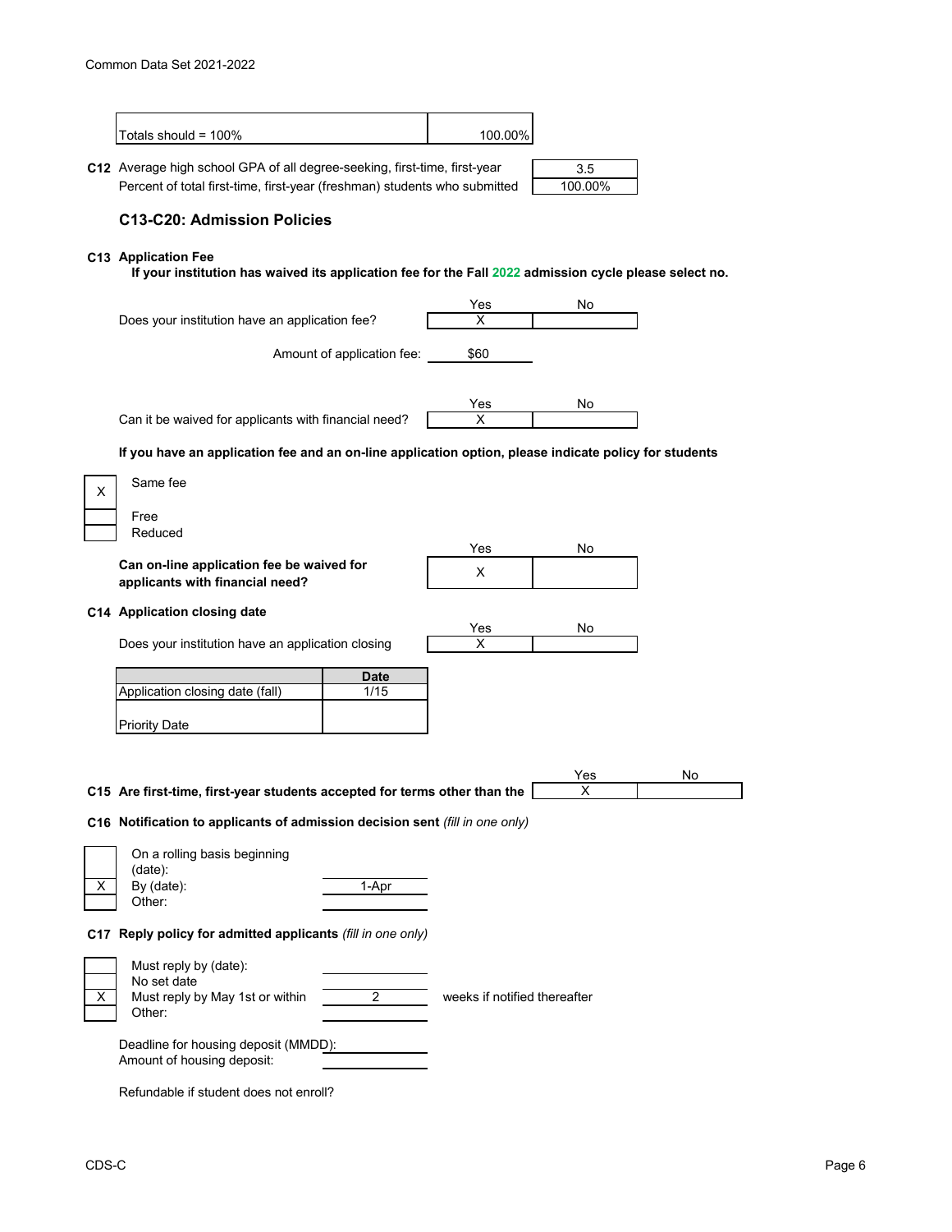| Totals should = 100% | 100.00% |
|---|---|

**C12** Average high school GPA of all degree-seeking, first-time, first-year: 3.5

Percent of total first-time, first-year (freshman) students who submitted: 100.00%

### C13-C20: Admission Policies

**C13 Application Fee**

**If your institution has waived its application fee for the Fall 2022 admission cycle please select no.**

| | Yes | No |
|---|---|---|
| Does your institution have an application fee? | X | |

Amount of application fee: $60

| | Yes | No |
|---|---|---|
| Can it be waived for applicants with financial need? | X | |

**If you have an application fee and an on-line application option, please indicate policy for students**

| | |
|---|---|
| X | Same fee |
| | Free |
| | Reduced |

| | Yes | No |
|---|---|---|
| **Can on-line application fee be waived for applicants with financial need?** | X | |

**C14 Application closing date**

| | Yes | No |
|---|---|---|
| Does your institution have an application closing | X | |

| | Date |
|---|---|
| Application closing date (fall) | 1/15 |
| Priority Date | |

| | Yes | No |
|---|---|---|
| **C15 Are first-time, first-year students accepted for terms other than the** | X | |

**C16 Notification to applicants of admission decision sent** *(fill in one only)*

| | | |
|---|---|---|
| | On a rolling basis beginning (date): | |
| X | By (date): | 1-Apr |
| | Other: | |

**C17 Reply policy for admitted applicants** *(fill in one only)*

| | | | |
|---|---|---|---|
| | Must reply by (date): | | |
| | No set date | | |
| X | Must reply by May 1st or within | 2 | weeks if notified thereafter |
| | Other: | | |

Deadline for housing deposit (MMDD):

Amount of housing deposit:

Refundable if student does not enroll?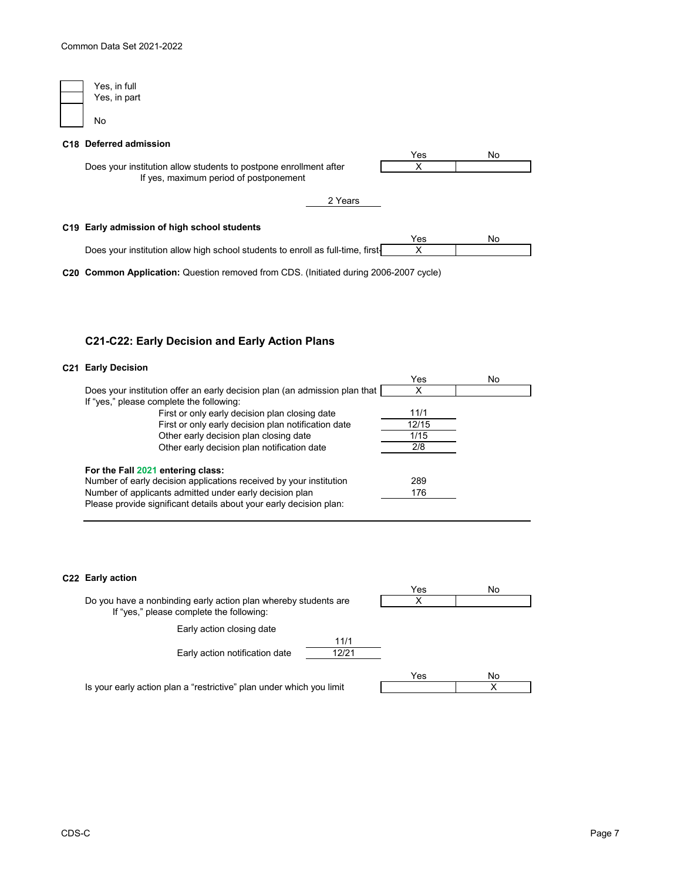| | |
|---|---|
| | Yes, in full |
| | Yes, in part |
| | No |

**C18 Deferred admission**

| | Yes | No |
|---|---|---|
| Does your institution allow students to postpone enrollment after | X | |
| If yes, maximum period of postponement | | |

2 Years

**C19 Early admission of high school students**

| | Yes | No |
|---|---|---|
| Does your institution allow high school students to enroll as full-time, first- | X | |

**C20 Common Application:** Question removed from CDS. (Initiated during 2006-2007 cycle)

## C21-C22: Early Decision and Early Action Plans

**C21 Early Decision**

| | Yes | No |
|---|---|---|
| Does your institution offer an early decision plan (an admission plan that | X | |
| If "yes," please complete the following: | | |
| First or only early decision plan closing date | 11/1 | |
| First or only early decision plan notification date | 12/15 | |
| Other early decision plan closing date | 1/15 | |
| Other early decision plan notification date | 2/8 | |

**For the Fall 2021 entering class:**

| | |
|---|---|
| Number of early decision applications received by your institution | 289 |
| Number of applicants admitted under early decision plan | 176 |

Please provide significant details about your early decision plan:

**C22 Early action**

| | Yes | No |
|---|---|---|
| Do you have a nonbinding early action plan whereby students are | X | |

If "yes," please complete the following:

| | |
|---|---|
| Early action closing date | 11/1 |
| Early action notification date | 12/21 |

| | Yes | No |
|---|---|---|
| Is your early action plan a "restrictive" plan under which you limit | | X |